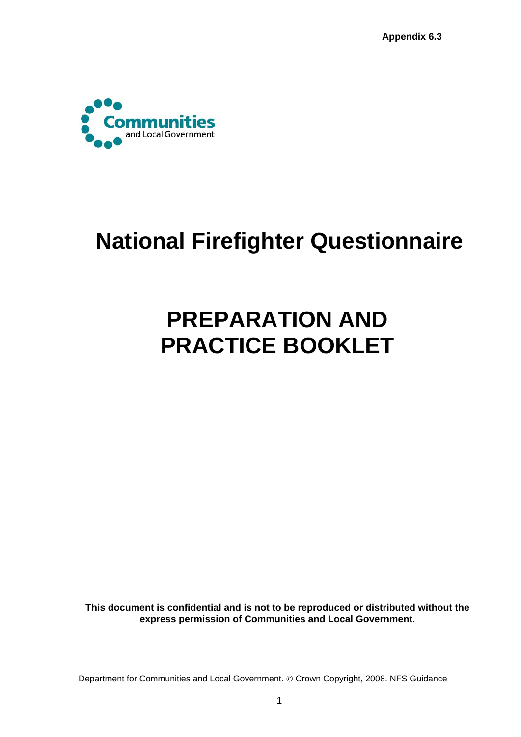Appendix 6.3

Communities and Local Government

# National Firefighter Questionnaire

# PREPARATION AND PRACTICE BOOKLET

**This document is confidential and is not to be reproduced or distributed without the express permission of Communities and Local Government.**

Department for Communities and Local Government. © Crown Copyright, 2008. NFS Guidance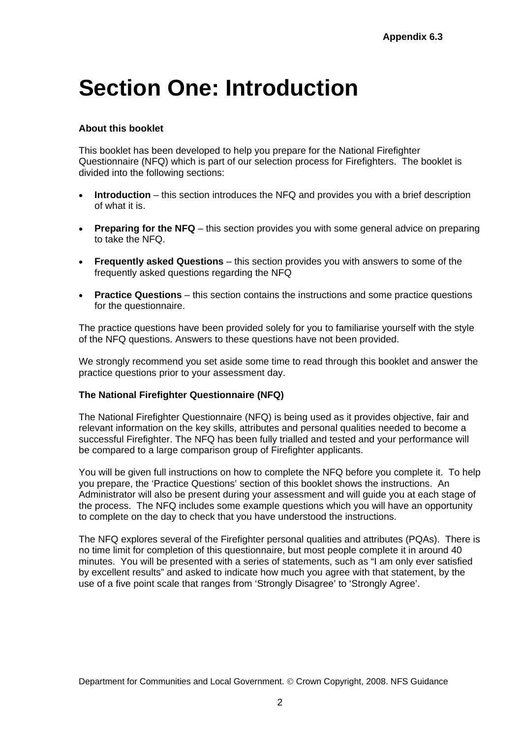Appendix 6.3

# Section One: Introduction

**About this booklet**

This booklet has been developed to help you prepare for the National Firefighter Questionnaire (NFQ) which is part of our selection process for Firefighters. The booklet is divided into the following sections:

- **Introduction** – this section introduces the NFQ and provides you with a brief description of what it is.
- **Preparing for the NFQ** – this section provides you with some general advice on preparing to take the NFQ.
- **Frequently asked Questions** – this section provides you with answers to some of the frequently asked questions regarding the NFQ
- **Practice Questions** – this section contains the instructions and some practice questions for the questionnaire.

The practice questions have been provided solely for you to familiarise yourself with the style of the NFQ questions. Answers to these questions have not been provided.

We strongly recommend you set aside some time to read through this booklet and answer the practice questions prior to your assessment day.

**The National Firefighter Questionnaire (NFQ)**

The National Firefighter Questionnaire (NFQ) is being used as it provides objective, fair and relevant information on the key skills, attributes and personal qualities needed to become a successful Firefighter. The NFQ has been fully trialled and tested and your performance will be compared to a large comparison group of Firefighter applicants.

You will be given full instructions on how to complete the NFQ before you complete it. To help you prepare, the 'Practice Questions' section of this booklet shows the instructions. An Administrator will also be present during your assessment and will guide you at each stage of the process. The NFQ includes some example questions which you will have an opportunity to complete on the day to check that you have understood the instructions.

The NFQ explores several of the Firefighter personal qualities and attributes (PQAs). There is no time limit for completion of this questionnaire, but most people complete it in around 40 minutes. You will be presented with a series of statements, such as "I am only ever satisfied by excellent results" and asked to indicate how much you agree with that statement, by the use of a five point scale that ranges from 'Strongly Disagree' to 'Strongly Agree'.

Department for Communities and Local Government. © Crown Copyright, 2008. NFS Guidance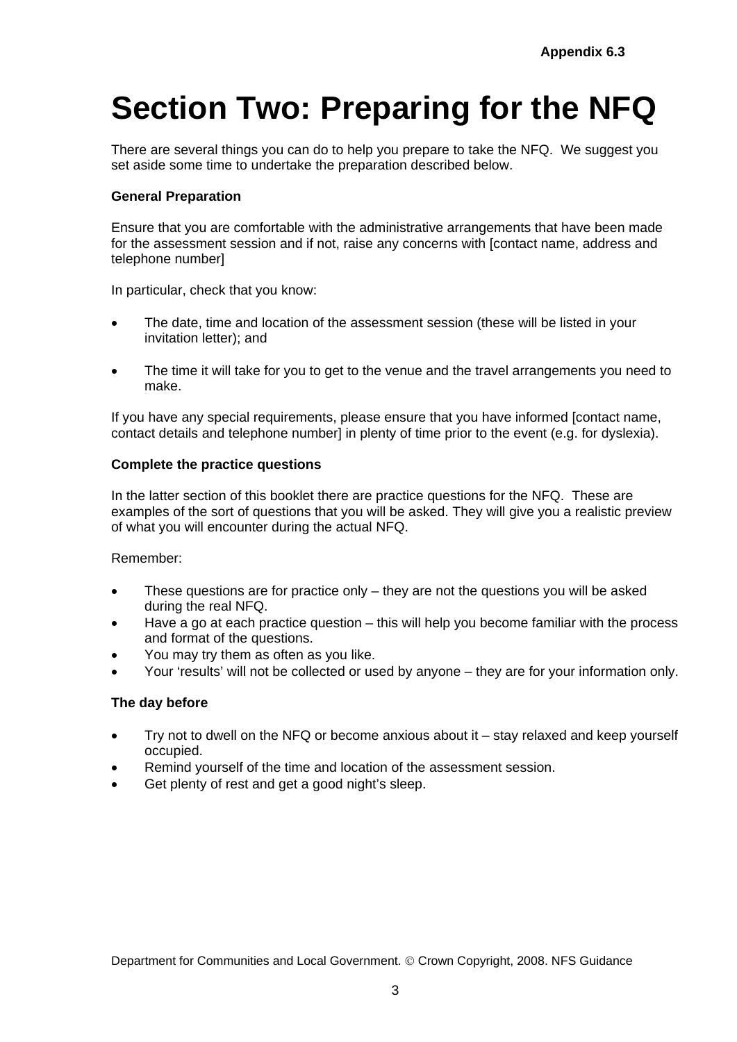# Section Two: Preparing for the NFQ

There are several things you can do to help you prepare to take the NFQ.  We suggest you set aside some time to undertake the preparation described below.

**General Preparation**

Ensure that you are comfortable with the administrative arrangements that have been made for the assessment session and if not, raise any concerns with [contact name, address and telephone number]

In particular, check that you know:

- The date, time and location of the assessment session (these will be listed in your invitation letter); and
- The time it will take for you to get to the venue and the travel arrangements you need to make.

If you have any special requirements, please ensure that you have informed [contact name, contact details and telephone number] in plenty of time prior to the event (e.g. for dyslexia).

**Complete the practice questions**

In the latter section of this booklet there are practice questions for the NFQ.  These are examples of the sort of questions that you will be asked. They will give you a realistic preview of what you will encounter during the actual NFQ.

Remember:

- These questions are for practice only – they are not the questions you will be asked during the real NFQ.
- Have a go at each practice question – this will help you become familiar with the process and format of the questions.
- You may try them as often as you like.
- Your 'results' will not be collected or used by anyone – they are for your information only.

**The day before**

- Try not to dwell on the NFQ or become anxious about it – stay relaxed and keep yourself occupied.
- Remind yourself of the time and location of the assessment session.
- Get plenty of rest and get a good night's sleep.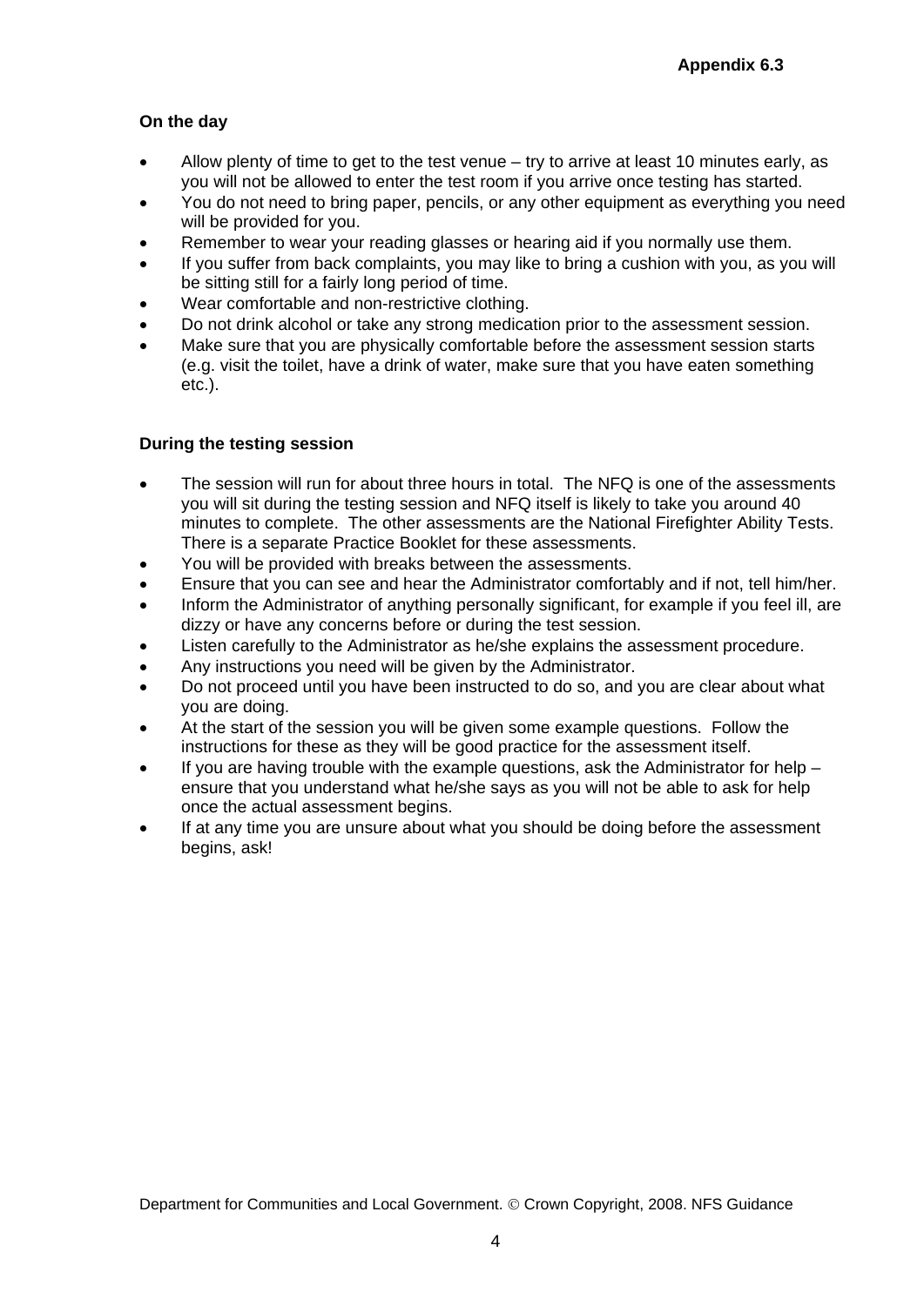**On the day**

- Allow plenty of time to get to the test venue – try to arrive at least 10 minutes early, as you will not be allowed to enter the test room if you arrive once testing has started.
- You do not need to bring paper, pencils, or any other equipment as everything you need will be provided for you.
- Remember to wear your reading glasses or hearing aid if you normally use them.
- If you suffer from back complaints, you may like to bring a cushion with you, as you will be sitting still for a fairly long period of time.
- Wear comfortable and non-restrictive clothing.
- Do not drink alcohol or take any strong medication prior to the assessment session.
- Make sure that you are physically comfortable before the assessment session starts (e.g. visit the toilet, have a drink of water, make sure that you have eaten something etc.).

**During the testing session**

- The session will run for about three hours in total. The NFQ is one of the assessments you will sit during the testing session and NFQ itself is likely to take you around 40 minutes to complete. The other assessments are the National Firefighter Ability Tests. There is a separate Practice Booklet for these assessments.
- You will be provided with breaks between the assessments.
- Ensure that you can see and hear the Administrator comfortably and if not, tell him/her.
- Inform the Administrator of anything personally significant, for example if you feel ill, are dizzy or have any concerns before or during the test session.
- Listen carefully to the Administrator as he/she explains the assessment procedure.
- Any instructions you need will be given by the Administrator.
- Do not proceed until you have been instructed to do so, and you are clear about what you are doing.
- At the start of the session you will be given some example questions. Follow the instructions for these as they will be good practice for the assessment itself.
- If you are having trouble with the example questions, ask the Administrator for help – ensure that you understand what he/she says as you will not be able to ask for help once the actual assessment begins.
- If at any time you are unsure about what you should be doing before the assessment begins, ask!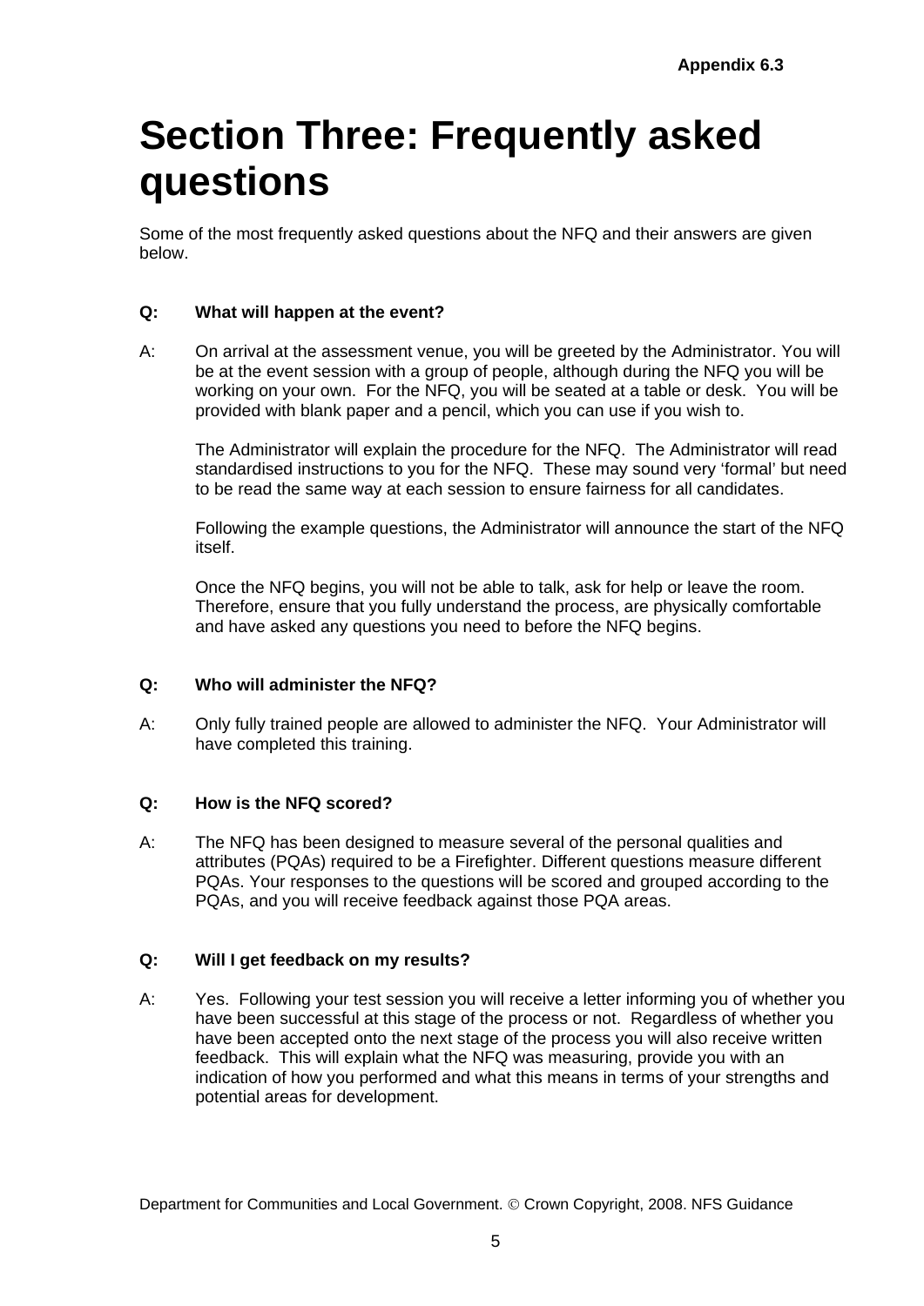# Section Three: Frequently asked questions

Some of the most frequently asked questions about the NFQ and their answers are given below.

**Q: What will happen at the event?**

A: On arrival at the assessment venue, you will be greeted by the Administrator. You will be at the event session with a group of people, although during the NFQ you will be working on your own. For the NFQ, you will be seated at a table or desk. You will be provided with blank paper and a pencil, which you can use if you wish to.

The Administrator will explain the procedure for the NFQ. The Administrator will read standardised instructions to you for the NFQ. These may sound very 'formal' but need to be read the same way at each session to ensure fairness for all candidates.

Following the example questions, the Administrator will announce the start of the NFQ itself.

Once the NFQ begins, you will not be able to talk, ask for help or leave the room. Therefore, ensure that you fully understand the process, are physically comfortable and have asked any questions you need to before the NFQ begins.

**Q: Who will administer the NFQ?**

A: Only fully trained people are allowed to administer the NFQ. Your Administrator will have completed this training.

**Q: How is the NFQ scored?**

A: The NFQ has been designed to measure several of the personal qualities and attributes (PQAs) required to be a Firefighter. Different questions measure different PQAs. Your responses to the questions will be scored and grouped according to the PQAs, and you will receive feedback against those PQA areas.

**Q: Will I get feedback on my results?**

A: Yes. Following your test session you will receive a letter informing you of whether you have been successful at this stage of the process or not. Regardless of whether you have been accepted onto the next stage of the process you will also receive written feedback. This will explain what the NFQ was measuring, provide you with an indication of how you performed and what this means in terms of your strengths and potential areas for development.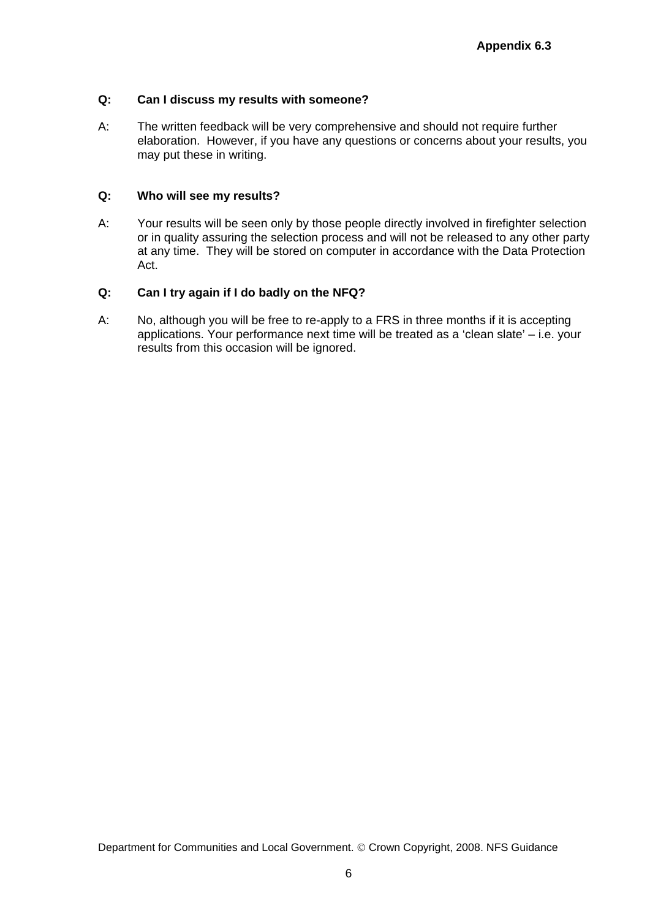**Q: Can I discuss my results with someone?**

A: The written feedback will be very comprehensive and should not require further elaboration. However, if you have any questions or concerns about your results, you may put these in writing.

**Q: Who will see my results?**

A: Your results will be seen only by those people directly involved in firefighter selection or in quality assuring the selection process and will not be released to any other party at any time. They will be stored on computer in accordance with the Data Protection Act.

**Q: Can I try again if I do badly on the NFQ?**

A: No, although you will be free to re-apply to a FRS in three months if it is accepting applications. Your performance next time will be treated as a 'clean slate' – i.e. your results from this occasion will be ignored.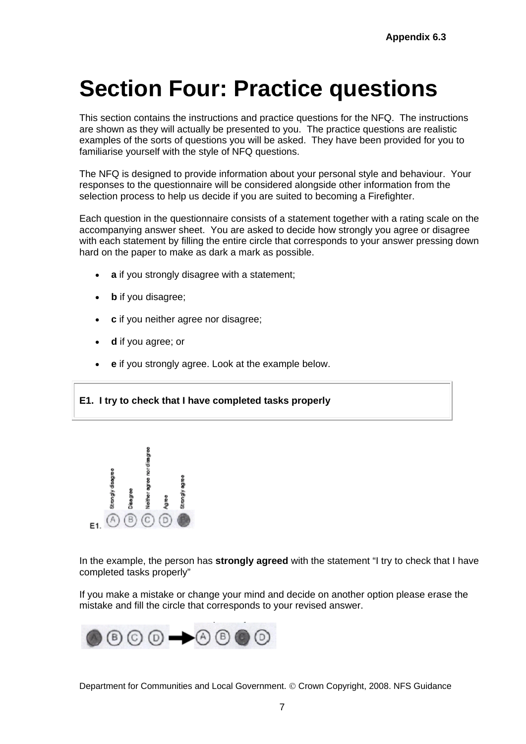# Section Four: Practice questions

This section contains the instructions and practice questions for the NFQ. The instructions are shown as they will actually be presented to you. The practice questions are realistic examples of the sorts of questions you will be asked. They have been provided for you to familiarise yourself with the style of NFQ questions.

The NFQ is designed to provide information about your personal style and behaviour. Your responses to the questionnaire will be considered alongside other information from the selection process to help us decide if you are suited to becoming a Firefighter.

Each question in the questionnaire consists of a statement together with a rating scale on the accompanying answer sheet. You are asked to decide how strongly you agree or disagree with each statement by filling the entire circle that corresponds to your answer pressing down hard on the paper to make as dark a mark as possible.

- **a** if you strongly disagree with a statement;
- **b** if you disagree;
- **c** if you neither agree nor disagree;
- **d** if you agree; or
- **e** if you strongly agree. Look at the example below.

**E1. I try to check that I have completed tasks properly**

E1. Strongly disagree (A) Disagree (B) Neither agree nor disagree (C) Agree (D) Strongly agree (E)

In the example, the person has **strongly agreed** with the statement "I try to check that I have completed tasks properly"

If you make a mistake or change your mind and decide on another option please erase the mistake and fill the circle that corresponds to your revised answer.

Department for Communities and Local Government. © Crown Copyright, 2008. NFS Guidance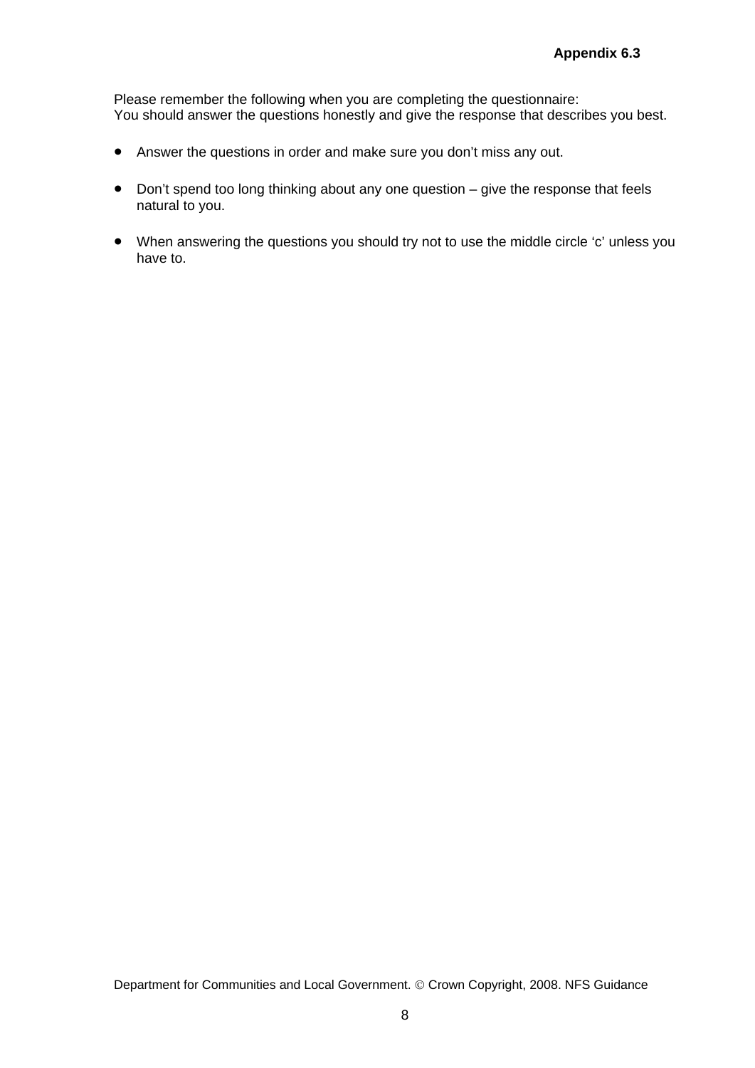**Appendix 6.3**

Please remember the following when you are completing the questionnaire:
You should answer the questions honestly and give the response that describes you best.

- Answer the questions in order and make sure you don't miss any out.
- Don't spend too long thinking about any one question – give the response that feels natural to you.
- When answering the questions you should try not to use the middle circle 'c' unless you have to.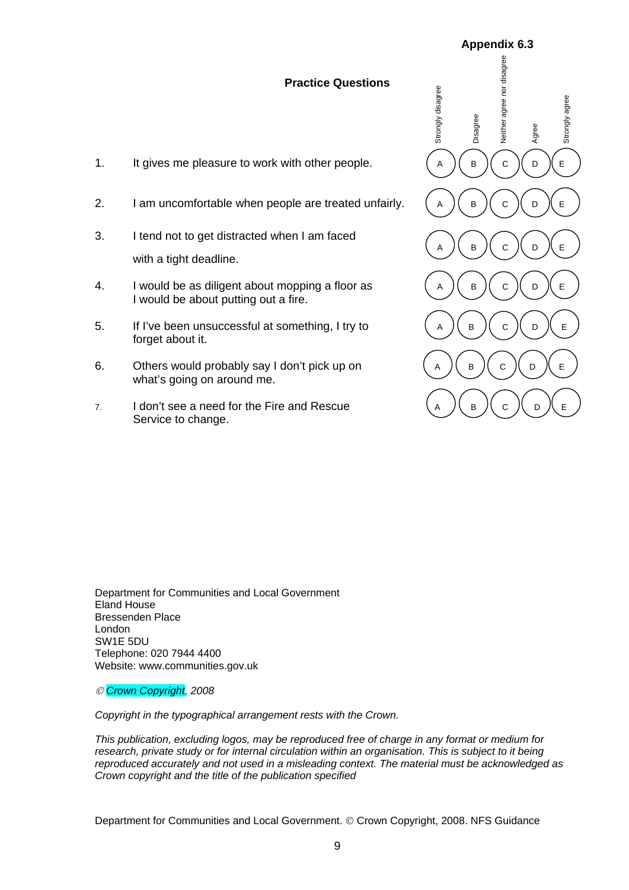**Appendix 6.3**

## Practice Questions

| | | Strongly disagree | Disagree | Neither agree nor disagree | Agree | Strongly agree |
|---|---|---|---|---|---|---|
| 1. | It gives me pleasure to work with other people. | A | B | C | D | E |
| 2. | I am uncomfortable when people are treated unfairly. | A | B | C | D | E |
| 3. | I tend not to get distracted when I am faced with a tight deadline. | A | B | C | D | E |
| 4. | I would be as diligent about mopping a floor as I would be about putting out a fire. | A | B | C | D | E |
| 5. | If I've been unsuccessful at something, I try to forget about it. | A | B | C | D | E |
| 6. | Others would probably say I don't pick up on what's going on around me. | A | B | C | D | E |
| 7. | I don't see a need for the Fire and Rescue Service to change. | A | B | C | D | E |

Department for Communities and Local Government
Eland House
Bressenden Place
London
SW1E 5DU
Telephone: 020 7944 4400
Website: www.communities.gov.uk

*© Crown Copyright, 2008*

*Copyright in the typographical arrangement rests with the Crown.*

*This publication, excluding logos, may be reproduced free of charge in any format or medium for research, private study or for internal circulation within an organisation. This is subject to it being reproduced accurately and not used in a misleading context. The material must be acknowledged as Crown copyright and the title of the publication specified*